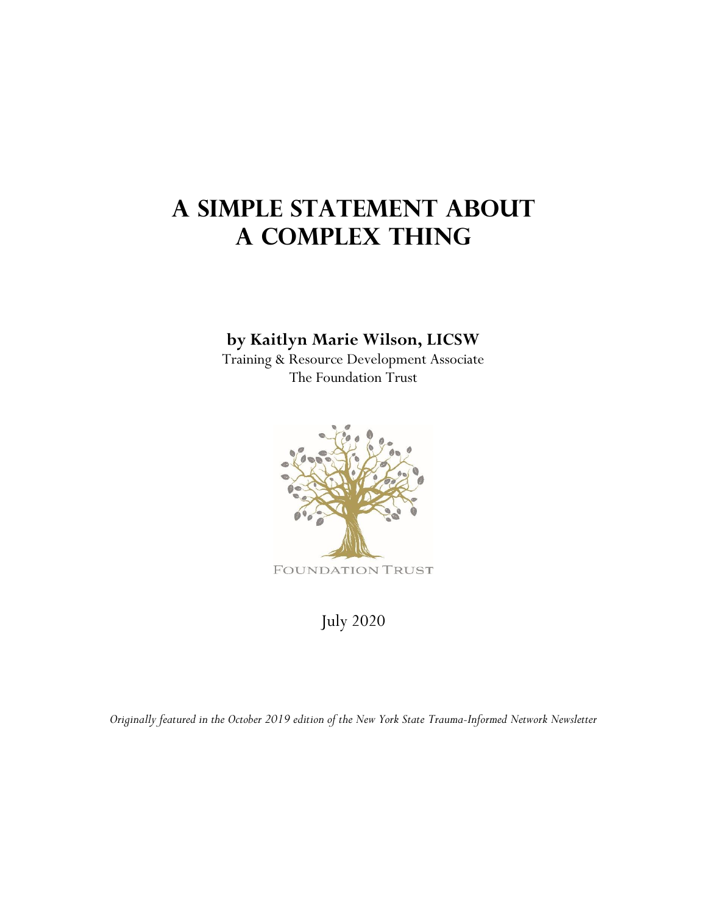# A Simple Statement About A Complex Thing

**by Kaitlyn Marie Wilson, LICSW**
Training & Resource Development Associate
The Foundation Trust

FOUNDATION TRUST

July 2020

*Originally featured in the October 2019 edition of the New York State Trauma-Informed Network Newsletter*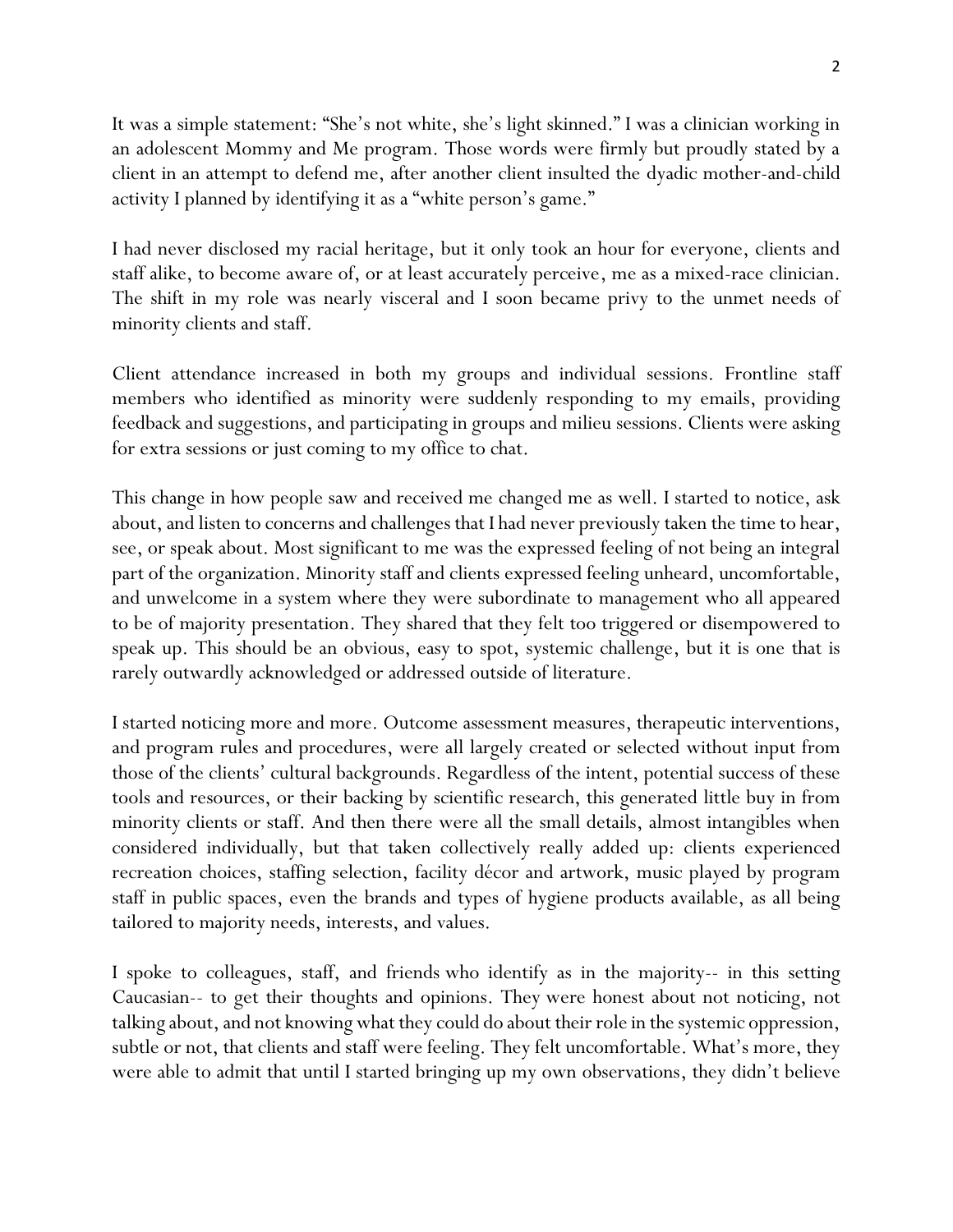It was a simple statement: "She's not white, she's light skinned." I was a clinician working in an adolescent Mommy and Me program. Those words were firmly but proudly stated by a client in an attempt to defend me, after another client insulted the dyadic mother-and-child activity I planned by identifying it as a "white person's game."

I had never disclosed my racial heritage, but it only took an hour for everyone, clients and staff alike, to become aware of, or at least accurately perceive, me as a mixed-race clinician. The shift in my role was nearly visceral and I soon became privy to the unmet needs of minority clients and staff.

Client attendance increased in both my groups and individual sessions. Frontline staff members who identified as minority were suddenly responding to my emails, providing feedback and suggestions, and participating in groups and milieu sessions. Clients were asking for extra sessions or just coming to my office to chat.

This change in how people saw and received me changed me as well. I started to notice, ask about, and listen to concerns and challenges that I had never previously taken the time to hear, see, or speak about. Most significant to me was the expressed feeling of not being an integral part of the organization. Minority staff and clients expressed feeling unheard, uncomfortable, and unwelcome in a system where they were subordinate to management who all appeared to be of majority presentation. They shared that they felt too triggered or disempowered to speak up. This should be an obvious, easy to spot, systemic challenge, but it is one that is rarely outwardly acknowledged or addressed outside of literature.

I started noticing more and more. Outcome assessment measures, therapeutic interventions, and program rules and procedures, were all largely created or selected without input from those of the clients' cultural backgrounds. Regardless of the intent, potential success of these tools and resources, or their backing by scientific research, this generated little buy in from minority clients or staff. And then there were all the small details, almost intangibles when considered individually, but that taken collectively really added up: clients experienced recreation choices, staffing selection, facility décor and artwork, music played by program staff in public spaces, even the brands and types of hygiene products available, as all being tailored to majority needs, interests, and values.

I spoke to colleagues, staff, and friends who identify as in the majority-- in this setting Caucasian-- to get their thoughts and opinions. They were honest about not noticing, not talking about, and not knowing what they could do about their role in the systemic oppression, subtle or not, that clients and staff were feeling. They felt uncomfortable. What's more, they were able to admit that until I started bringing up my own observations, they didn't believe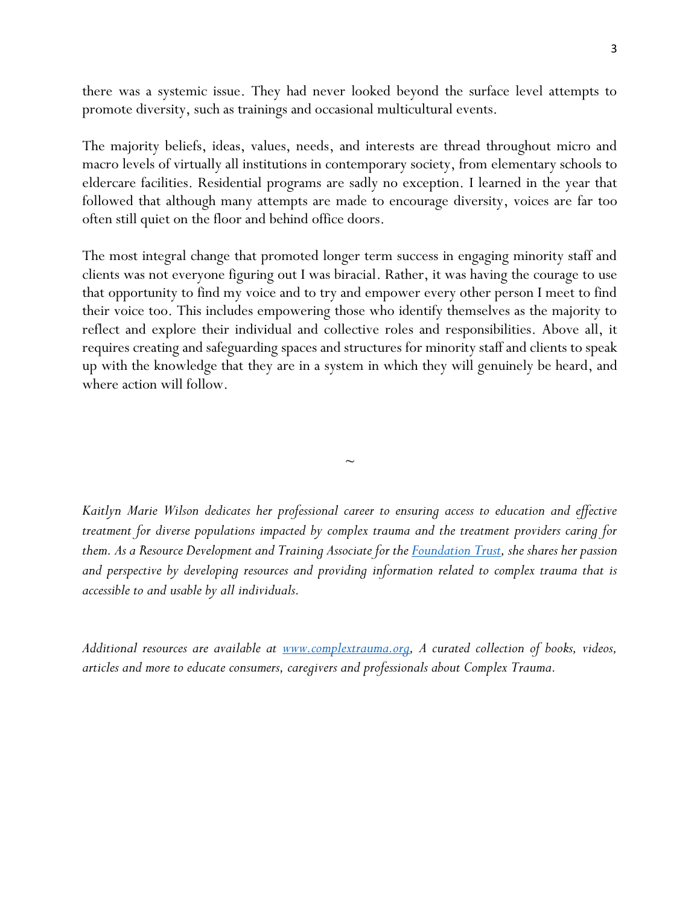there was a systemic issue. They had never looked beyond the surface level attempts to promote diversity, such as trainings and occasional multicultural events.

The majority beliefs, ideas, values, needs, and interests are thread throughout micro and macro levels of virtually all institutions in contemporary society, from elementary schools to eldercare facilities. Residential programs are sadly no exception. I learned in the year that followed that although many attempts are made to encourage diversity, voices are far too often still quiet on the floor and behind office doors.

The most integral change that promoted longer term success in engaging minority staff and clients was not everyone figuring out I was biracial. Rather, it was having the courage to use that opportunity to find my voice and to try and empower every other person I meet to find their voice too. This includes empowering those who identify themselves as the majority to reflect and explore their individual and collective roles and responsibilities. Above all, it requires creating and safeguarding spaces and structures for minority staff and clients to speak up with the knowledge that they are in a system in which they will genuinely be heard, and where action will follow.

~

*Kaitlyn Marie Wilson dedicates her professional career to ensuring access to education and effective treatment for diverse populations impacted by complex trauma and the treatment providers caring for them. As a Resource Development and Training Associate for the [Foundation Trust](), she shares her passion and perspective by developing resources and providing information related to complex trauma that is accessible to and usable by all individuals.*

*Additional resources are available at [www.complextrauma.org](www.complextrauma.org), A curated collection of books, videos, articles and more to educate consumers, caregivers and professionals about Complex Trauma.*